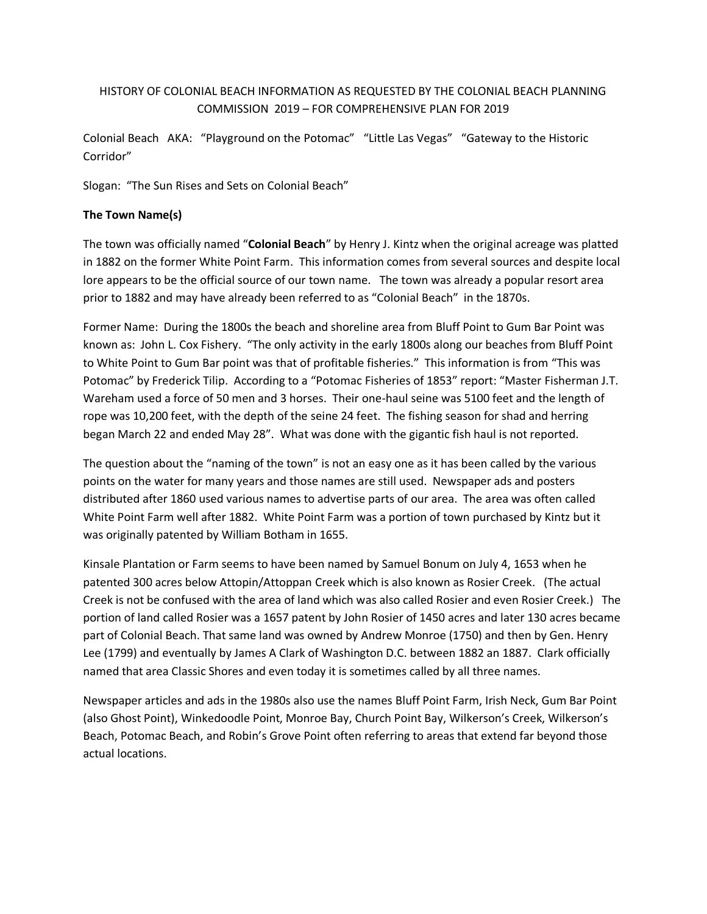HISTORY OF COLONIAL BEACH INFORMATION AS REQUESTED BY THE COLONIAL BEACH PLANNING COMMISSION 2019 – FOR COMPREHENSIVE PLAN FOR 2019

Colonial Beach AKA: "Playground on the Potomac" "Little Las Vegas" "Gateway to the Historic Corridor"

Slogan: "The Sun Rises and Sets on Colonial Beach"

**The Town Name(s)**

The town was officially named "**Colonial Beach**" by Henry J. Kintz when the original acreage was platted in 1882 on the former White Point Farm. This information comes from several sources and despite local lore appears to be the official source of our town name. The town was already a popular resort area prior to 1882 and may have already been referred to as "Colonial Beach" in the 1870s.

Former Name: During the 1800s the beach and shoreline area from Bluff Point to Gum Bar Point was known as: John L. Cox Fishery. "The only activity in the early 1800s along our beaches from Bluff Point to White Point to Gum Bar point was that of profitable fisheries." This information is from "This was Potomac" by Frederick Tilip. According to a "Potomac Fisheries of 1853" report: "Master Fisherman J.T. Wareham used a force of 50 men and 3 horses. Their one-haul seine was 5100 feet and the length of rope was 10,200 feet, with the depth of the seine 24 feet. The fishing season for shad and herring began March 22 and ended May 28". What was done with the gigantic fish haul is not reported.

The question about the "naming of the town" is not an easy one as it has been called by the various points on the water for many years and those names are still used. Newspaper ads and posters distributed after 1860 used various names to advertise parts of our area. The area was often called White Point Farm well after 1882. White Point Farm was a portion of town purchased by Kintz but it was originally patented by William Botham in 1655.

Kinsale Plantation or Farm seems to have been named by Samuel Bonum on July 4, 1653 when he patented 300 acres below Attopin/Attoppan Creek which is also known as Rosier Creek. (The actual Creek is not be confused with the area of land which was also called Rosier and even Rosier Creek.) The portion of land called Rosier was a 1657 patent by John Rosier of 1450 acres and later 130 acres became part of Colonial Beach. That same land was owned by Andrew Monroe (1750) and then by Gen. Henry Lee (1799) and eventually by James A Clark of Washington D.C. between 1882 an 1887. Clark officially named that area Classic Shores and even today it is sometimes called by all three names.

Newspaper articles and ads in the 1980s also use the names Bluff Point Farm, Irish Neck, Gum Bar Point (also Ghost Point), Winkedoodle Point, Monroe Bay, Church Point Bay, Wilkerson's Creek, Wilkerson's Beach, Potomac Beach, and Robin's Grove Point often referring to areas that extend far beyond those actual locations.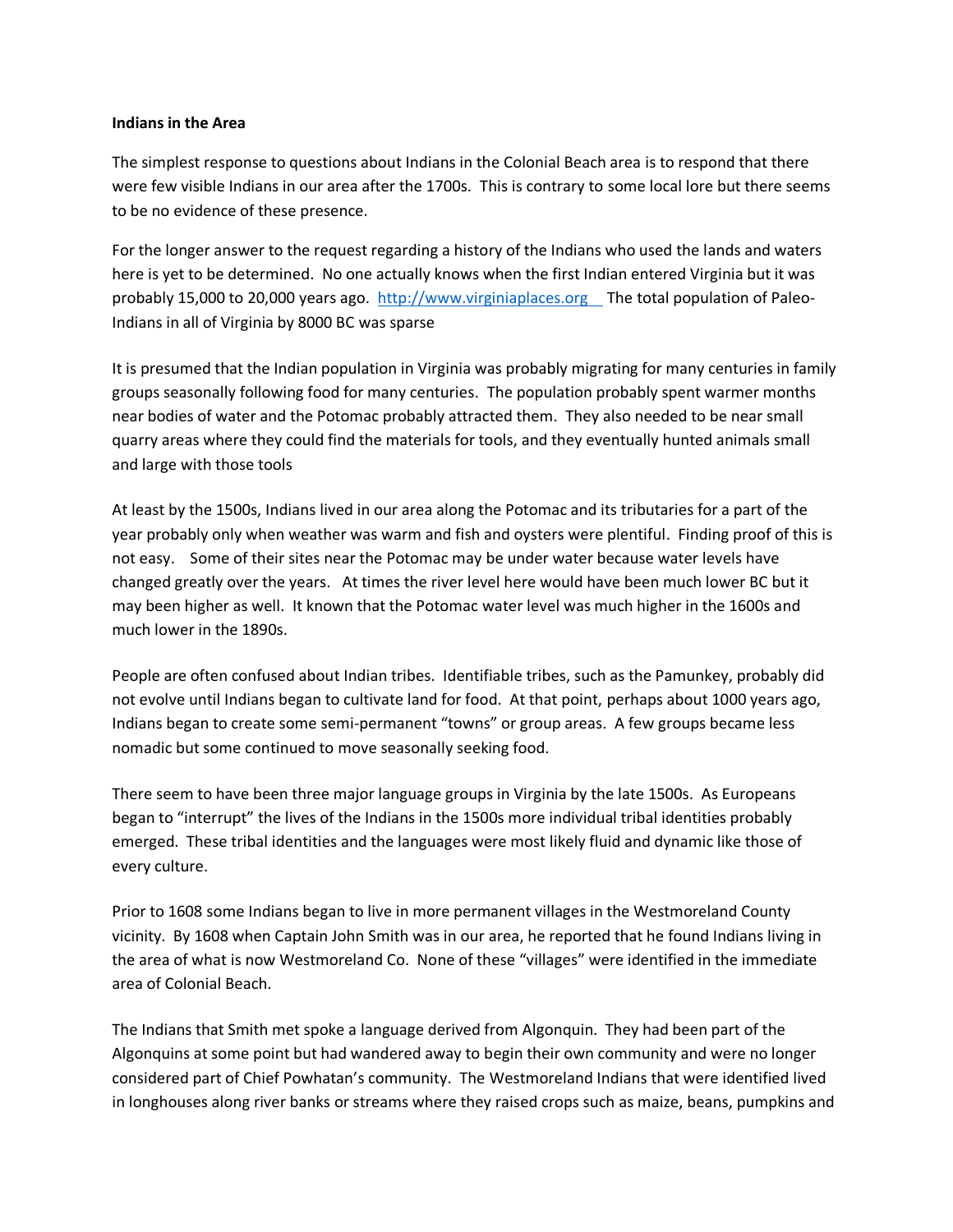**Indians in the Area**

The simplest response to questions about Indians in the Colonial Beach area is to respond that there were few visible Indians in our area after the 1700s. This is contrary to some local lore but there seems to be no evidence of these presence.

For the longer answer to the request regarding a history of the Indians who used the lands and waters here is yet to be determined. No one actually knows when the first Indian entered Virginia but it was probably 15,000 to 20,000 years ago. http://www.virginiaplaces.org The total population of Paleo-Indians in all of Virginia by 8000 BC was sparse

It is presumed that the Indian population in Virginia was probably migrating for many centuries in family groups seasonally following food for many centuries. The population probably spent warmer months near bodies of water and the Potomac probably attracted them. They also needed to be near small quarry areas where they could find the materials for tools, and they eventually hunted animals small and large with those tools

At least by the 1500s, Indians lived in our area along the Potomac and its tributaries for a part of the year probably only when weather was warm and fish and oysters were plentiful. Finding proof of this is not easy. Some of their sites near the Potomac may be under water because water levels have changed greatly over the years. At times the river level here would have been much lower BC but it may been higher as well. It known that the Potomac water level was much higher in the 1600s and much lower in the 1890s.

People are often confused about Indian tribes. Identifiable tribes, such as the Pamunkey, probably did not evolve until Indians began to cultivate land for food. At that point, perhaps about 1000 years ago, Indians began to create some semi-permanent "towns" or group areas. A few groups became less nomadic but some continued to move seasonally seeking food.

There seem to have been three major language groups in Virginia by the late 1500s. As Europeans began to "interrupt" the lives of the Indians in the 1500s more individual tribal identities probably emerged. These tribal identities and the languages were most likely fluid and dynamic like those of every culture.

Prior to 1608 some Indians began to live in more permanent villages in the Westmoreland County vicinity. By 1608 when Captain John Smith was in our area, he reported that he found Indians living in the area of what is now Westmoreland Co. None of these "villages" were identified in the immediate area of Colonial Beach.

The Indians that Smith met spoke a language derived from Algonquin. They had been part of the Algonquins at some point but had wandered away to begin their own community and were no longer considered part of Chief Powhatan's community. The Westmoreland Indians that were identified lived in longhouses along river banks or streams where they raised crops such as maize, beans, pumpkins and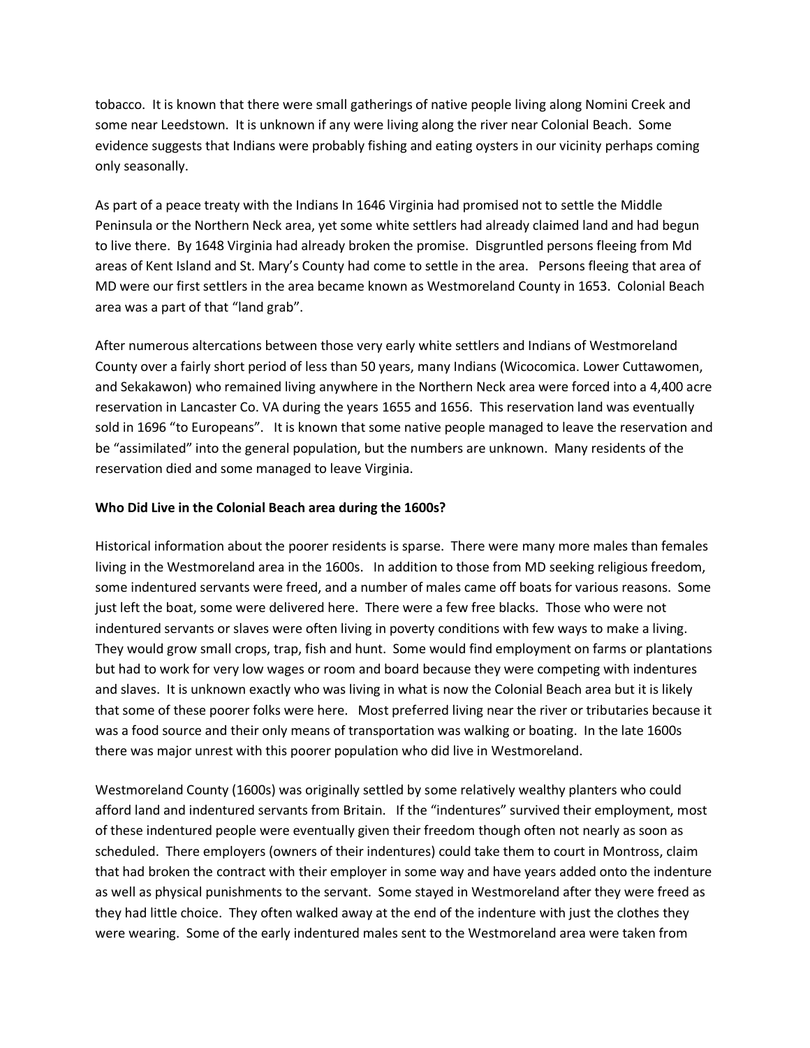tobacco. It is known that there were small gatherings of native people living along Nomini Creek and some near Leedstown. It is unknown if any were living along the river near Colonial Beach. Some evidence suggests that Indians were probably fishing and eating oysters in our vicinity perhaps coming only seasonally.

As part of a peace treaty with the Indians In 1646 Virginia had promised not to settle the Middle Peninsula or the Northern Neck area, yet some white settlers had already claimed land and had begun to live there. By 1648 Virginia had already broken the promise. Disgruntled persons fleeing from Md areas of Kent Island and St. Mary's County had come to settle in the area. Persons fleeing that area of MD were our first settlers in the area became known as Westmoreland County in 1653. Colonial Beach area was a part of that "land grab".

After numerous altercations between those very early white settlers and Indians of Westmoreland County over a fairly short period of less than 50 years, many Indians (Wicocomica. Lower Cuttawomen, and Sekakawon) who remained living anywhere in the Northern Neck area were forced into a 4,400 acre reservation in Lancaster Co. VA during the years 1655 and 1656. This reservation land was eventually sold in 1696 "to Europeans". It is known that some native people managed to leave the reservation and be "assimilated" into the general population, but the numbers are unknown. Many residents of the reservation died and some managed to leave Virginia.

**Who Did Live in the Colonial Beach area during the 1600s?**

Historical information about the poorer residents is sparse. There were many more males than females living in the Westmoreland area in the 1600s. In addition to those from MD seeking religious freedom, some indentured servants were freed, and a number of males came off boats for various reasons. Some just left the boat, some were delivered here. There were a few free blacks. Those who were not indentured servants or slaves were often living in poverty conditions with few ways to make a living. They would grow small crops, trap, fish and hunt. Some would find employment on farms or plantations but had to work for very low wages or room and board because they were competing with indentures and slaves. It is unknown exactly who was living in what is now the Colonial Beach area but it is likely that some of these poorer folks were here. Most preferred living near the river or tributaries because it was a food source and their only means of transportation was walking or boating. In the late 1600s there was major unrest with this poorer population who did live in Westmoreland.

Westmoreland County (1600s) was originally settled by some relatively wealthy planters who could afford land and indentured servants from Britain. If the "indentures" survived their employment, most of these indentured people were eventually given their freedom though often not nearly as soon as scheduled. There employers (owners of their indentures) could take them to court in Montross, claim that had broken the contract with their employer in some way and have years added onto the indenture as well as physical punishments to the servant. Some stayed in Westmoreland after they were freed as they had little choice. They often walked away at the end of the indenture with just the clothes they were wearing. Some of the early indentured males sent to the Westmoreland area were taken from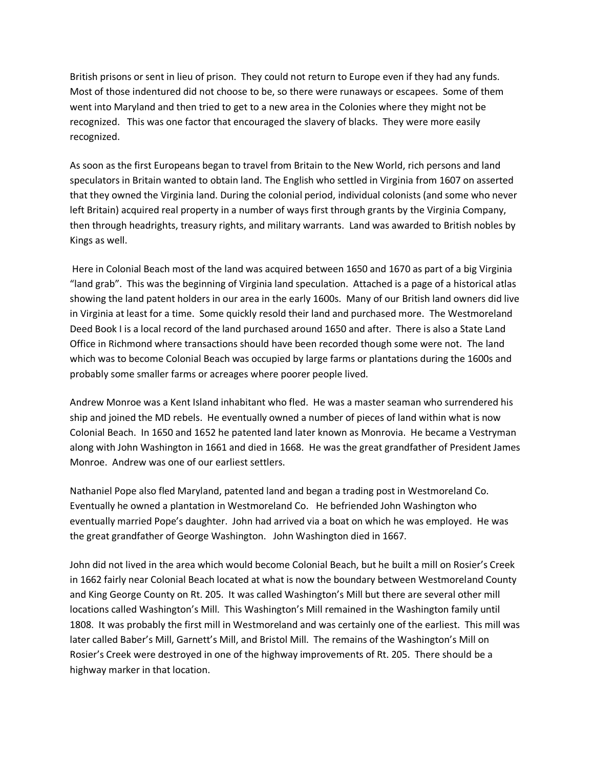British prisons or sent in lieu of prison. They could not return to Europe even if they had any funds. Most of those indentured did not choose to be, so there were runaways or escapees. Some of them went into Maryland and then tried to get to a new area in the Colonies where they might not be recognized. This was one factor that encouraged the slavery of blacks. They were more easily recognized.

As soon as the first Europeans began to travel from Britain to the New World, rich persons and land speculators in Britain wanted to obtain land. The English who settled in Virginia from 1607 on asserted that they owned the Virginia land. During the colonial period, individual colonists (and some who never left Britain) acquired real property in a number of ways first through grants by the Virginia Company, then through headrights, treasury rights, and military warrants. Land was awarded to British nobles by Kings as well.

Here in Colonial Beach most of the land was acquired between 1650 and 1670 as part of a big Virginia "land grab". This was the beginning of Virginia land speculation. Attached is a page of a historical atlas showing the land patent holders in our area in the early 1600s. Many of our British land owners did live in Virginia at least for a time. Some quickly resold their land and purchased more. The Westmoreland Deed Book I is a local record of the land purchased around 1650 and after. There is also a State Land Office in Richmond where transactions should have been recorded though some were not. The land which was to become Colonial Beach was occupied by large farms or plantations during the 1600s and probably some smaller farms or acreages where poorer people lived.

Andrew Monroe was a Kent Island inhabitant who fled. He was a master seaman who surrendered his ship and joined the MD rebels. He eventually owned a number of pieces of land within what is now Colonial Beach. In 1650 and 1652 he patented land later known as Monrovia. He became a Vestryman along with John Washington in 1661 and died in 1668. He was the great grandfather of President James Monroe. Andrew was one of our earliest settlers.

Nathaniel Pope also fled Maryland, patented land and began a trading post in Westmoreland Co. Eventually he owned a plantation in Westmoreland Co. He befriended John Washington who eventually married Pope's daughter. John had arrived via a boat on which he was employed. He was the great grandfather of George Washington. John Washington died in 1667.

John did not lived in the area which would become Colonial Beach, but he built a mill on Rosier's Creek in 1662 fairly near Colonial Beach located at what is now the boundary between Westmoreland County and King George County on Rt. 205. It was called Washington's Mill but there are several other mill locations called Washington's Mill. This Washington's Mill remained in the Washington family until 1808. It was probably the first mill in Westmoreland and was certainly one of the earliest. This mill was later called Baber's Mill, Garnett's Mill, and Bristol Mill. The remains of the Washington's Mill on Rosier's Creek were destroyed in one of the highway improvements of Rt. 205. There should be a highway marker in that location.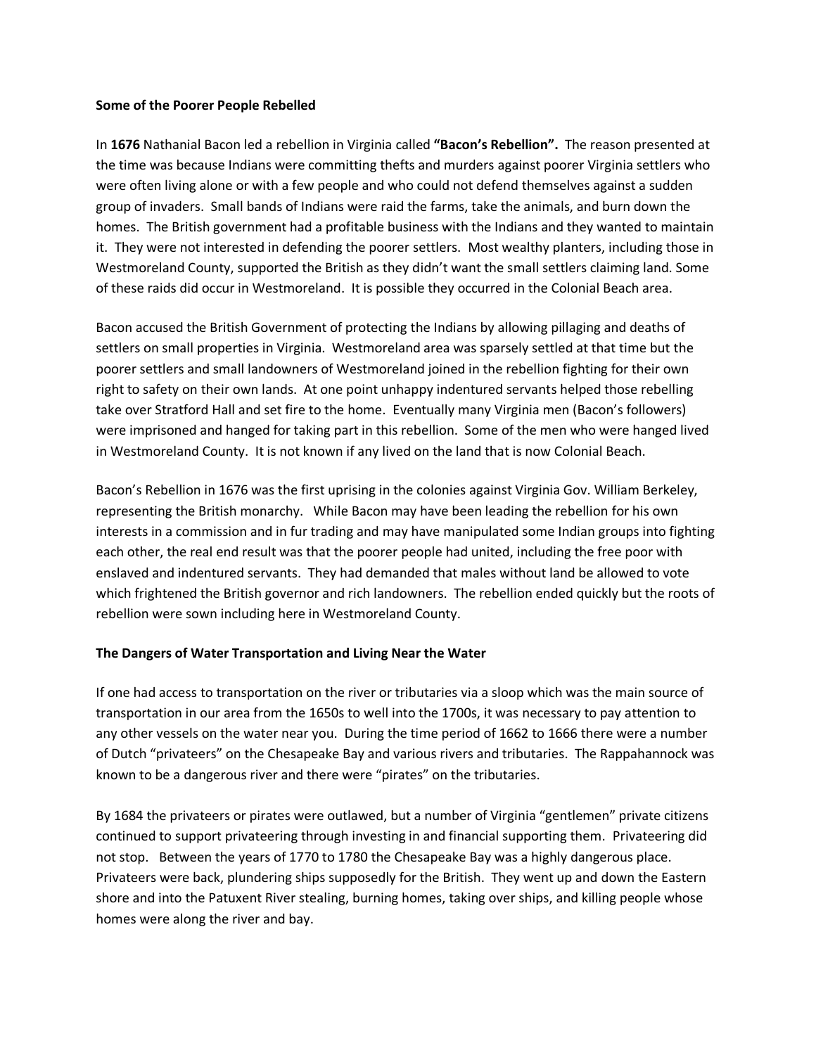**Some of the Poorer People Rebelled**

In **1676** Nathanial Bacon led a rebellion in Virginia called **"Bacon's Rebellion".** The reason presented at the time was because Indians were committing thefts and murders against poorer Virginia settlers who were often living alone or with a few people and who could not defend themselves against a sudden group of invaders. Small bands of Indians were raid the farms, take the animals, and burn down the homes. The British government had a profitable business with the Indians and they wanted to maintain it. They were not interested in defending the poorer settlers. Most wealthy planters, including those in Westmoreland County, supported the British as they didn't want the small settlers claiming land. Some of these raids did occur in Westmoreland. It is possible they occurred in the Colonial Beach area.

Bacon accused the British Government of protecting the Indians by allowing pillaging and deaths of settlers on small properties in Virginia. Westmoreland area was sparsely settled at that time but the poorer settlers and small landowners of Westmoreland joined in the rebellion fighting for their own right to safety on their own lands. At one point unhappy indentured servants helped those rebelling take over Stratford Hall and set fire to the home. Eventually many Virginia men (Bacon's followers) were imprisoned and hanged for taking part in this rebellion. Some of the men who were hanged lived in Westmoreland County. It is not known if any lived on the land that is now Colonial Beach.

Bacon's Rebellion in 1676 was the first uprising in the colonies against Virginia Gov. William Berkeley, representing the British monarchy. While Bacon may have been leading the rebellion for his own interests in a commission and in fur trading and may have manipulated some Indian groups into fighting each other, the real end result was that the poorer people had united, including the free poor with enslaved and indentured servants. They had demanded that males without land be allowed to vote which frightened the British governor and rich landowners. The rebellion ended quickly but the roots of rebellion were sown including here in Westmoreland County.

**The Dangers of Water Transportation and Living Near the Water**

If one had access to transportation on the river or tributaries via a sloop which was the main source of transportation in our area from the 1650s to well into the 1700s, it was necessary to pay attention to any other vessels on the water near you. During the time period of 1662 to 1666 there were a number of Dutch "privateers" on the Chesapeake Bay and various rivers and tributaries. The Rappahannock was known to be a dangerous river and there were "pirates" on the tributaries.

By 1684 the privateers or pirates were outlawed, but a number of Virginia "gentlemen" private citizens continued to support privateering through investing in and financial supporting them. Privateering did not stop. Between the years of 1770 to 1780 the Chesapeake Bay was a highly dangerous place. Privateers were back, plundering ships supposedly for the British. They went up and down the Eastern shore and into the Patuxent River stealing, burning homes, taking over ships, and killing people whose homes were along the river and bay.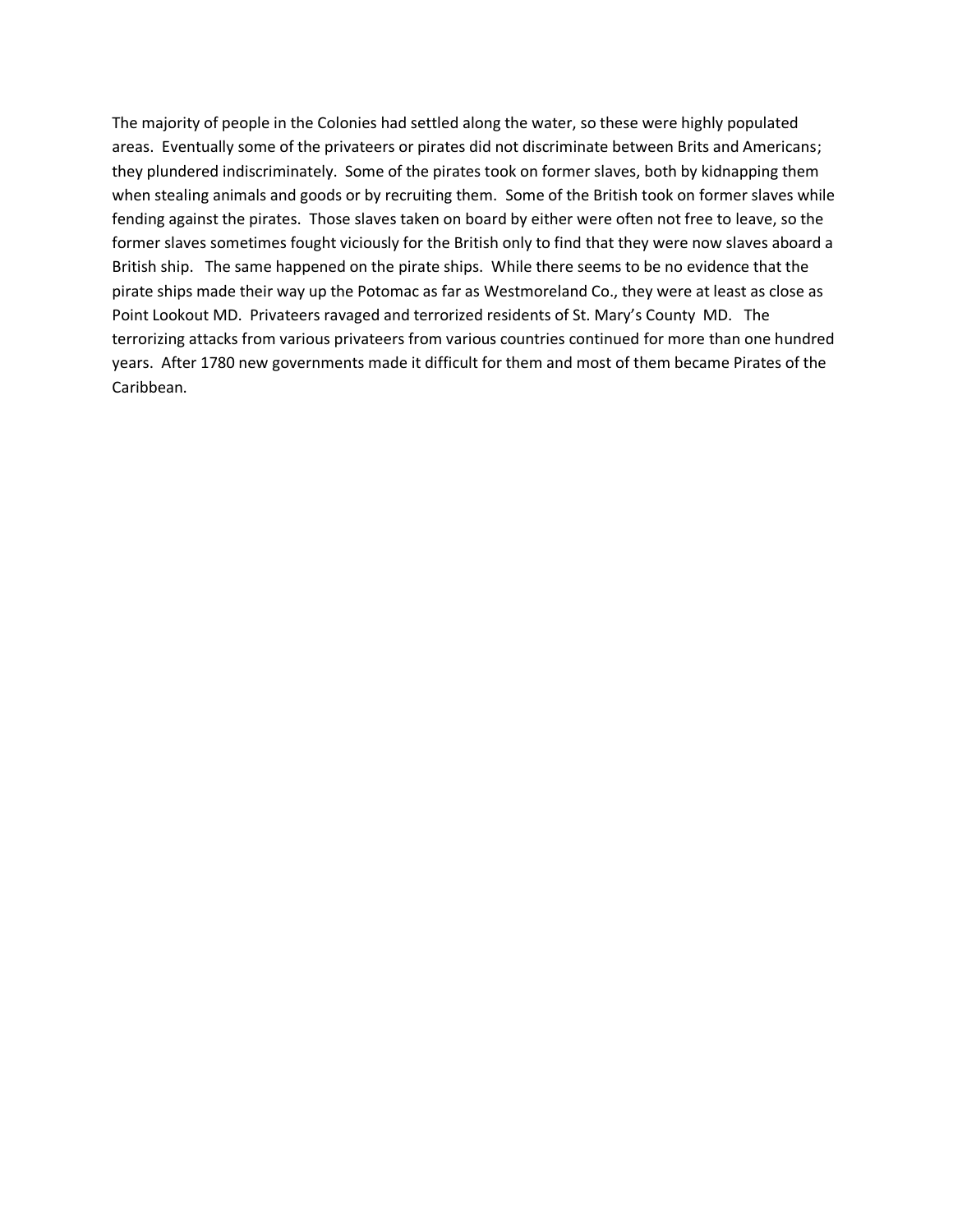The majority of people in the Colonies had settled along the water, so these were highly populated areas. Eventually some of the privateers or pirates did not discriminate between Brits and Americans; they plundered indiscriminately. Some of the pirates took on former slaves, both by kidnapping them when stealing animals and goods or by recruiting them. Some of the British took on former slaves while fending against the pirates. Those slaves taken on board by either were often not free to leave, so the former slaves sometimes fought viciously for the British only to find that they were now slaves aboard a British ship. The same happened on the pirate ships. While there seems to be no evidence that the pirate ships made their way up the Potomac as far as Westmoreland Co., they were at least as close as Point Lookout MD. Privateers ravaged and terrorized residents of St. Mary's County MD. The terrorizing attacks from various privateers from various countries continued for more than one hundred years. After 1780 new governments made it difficult for them and most of them became Pirates of the Caribbean.